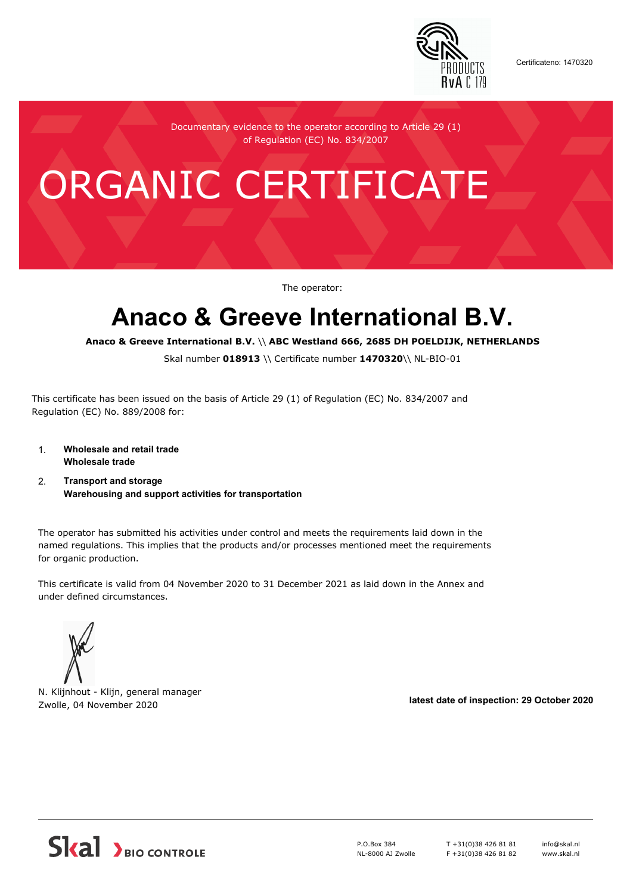Certificateno: 1470320

Documentary evidence to the operator according to Article 29 (1) of Regulation (EC) No. 834/2007

# ORGANIC CERTIFICATE

The operator:

## Anaco & Greeve International B.V.

**Anaco & Greeve International B.V. \\ ABC Westland 666, 2685 DH POELDIJK, NETHERLANDS**

Skal number **018913** \\ Certificate number **1470320**\\ NL-BIO-01

This certificate has been issued on the basis of Article 29 (1) of Regulation (EC) No. 834/2007 and Regulation (EC) No. 889/2008 for:

1. **Wholesale and retail trade**
   **Wholesale trade**
2. **Transport and storage**
   **Warehousing and support activities for transportation**

The operator has submitted his activities under control and meets the requirements laid down in the named regulations. This implies that the products and/or processes mentioned meet the requirements for organic production.

This certificate is valid from 04 November 2020 to 31 December 2021 as laid down in the Annex and under defined circumstances.

N. Klijnhout - Klijn, general manager
Zwolle, 04 November 2020

**latest date of inspection: 29 October 2020**

Skal BIO CONTROLE

P.O.Box 384
NL-8000 AJ Zwolle

T +31(0)38 426 81 81
F +31(0)38 426 81 82

info@skal.nl
www.skal.nl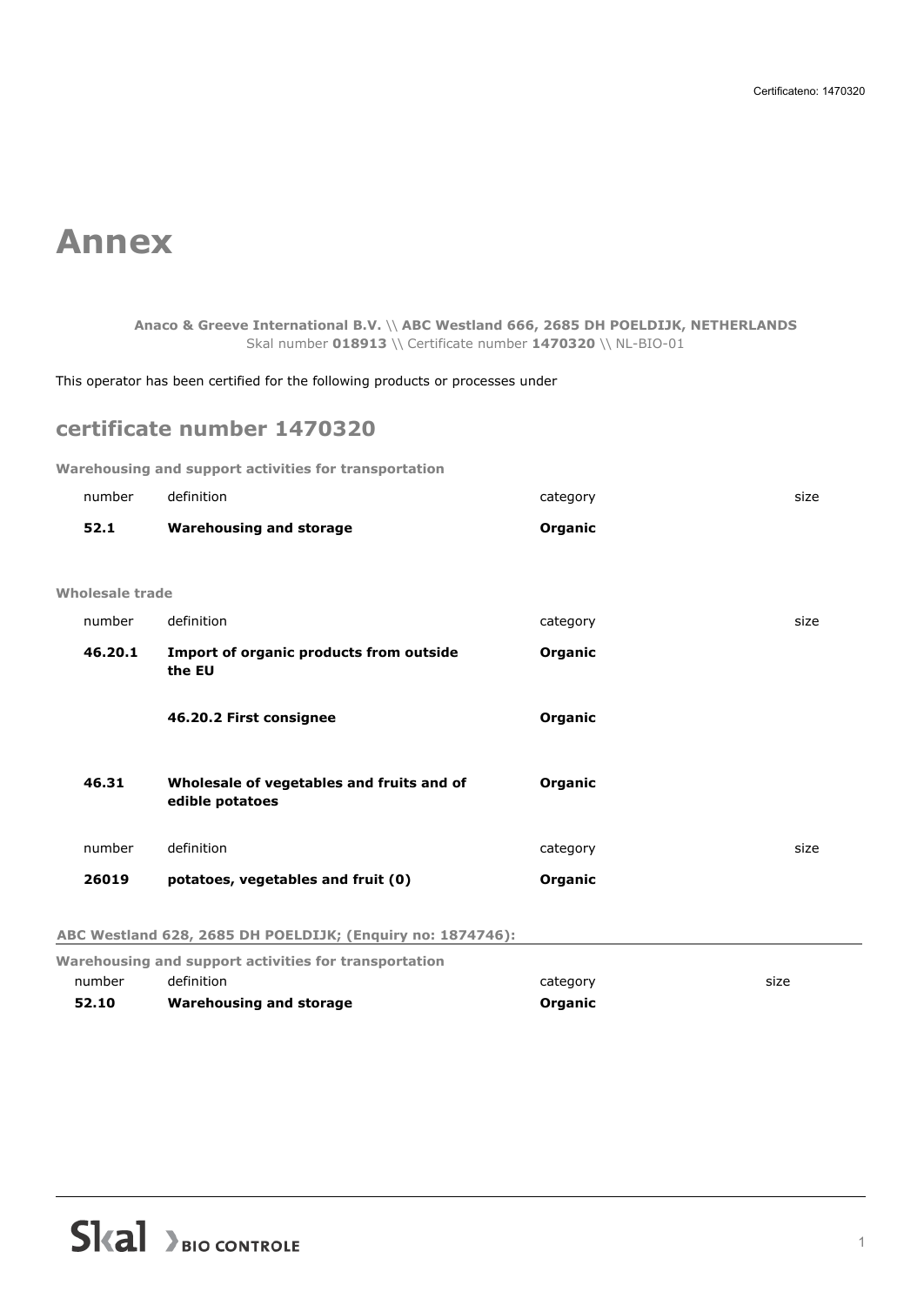# Annex

**Anaco & Greeve International B.V.** \\ **ABC Westland 666, 2685 DH POELDIJK, NETHERLANDS**
Skal number **018913** \\ Certificate number **1470320** \\ NL-BIO-01

This operator has been certified for the following products or processes under

## certificate number 1470320

**Warehousing and support activities for transportation**

| number | definition | category | size |
|---|---|---|---|
| **52.1** | **Warehousing and storage** | **Organic** | |

**Wholesale trade**

| number | definition | category | size |
|---|---|---|---|
| **46.20.1** | **Import of organic products from outside the EU** | **Organic** | |
| | **46.20.2 First consignee** | **Organic** | |
| **46.31** | **Wholesale of vegetables and fruits and of edible potatoes** | **Organic** | |

| number | definition | category | size |
|---|---|---|---|
| **26019** | **potatoes, vegetables and fruit (0)** | **Organic** | |

**ABC Westland 628, 2685 DH POELDIJK; (Enquiry no: 1874746):**

**Warehousing and support activities for transportation**

| number | definition | category | size |
|---|---|---|---|
| **52.10** | **Warehousing and storage** | **Organic** | |

Skal BIO CONTROLE